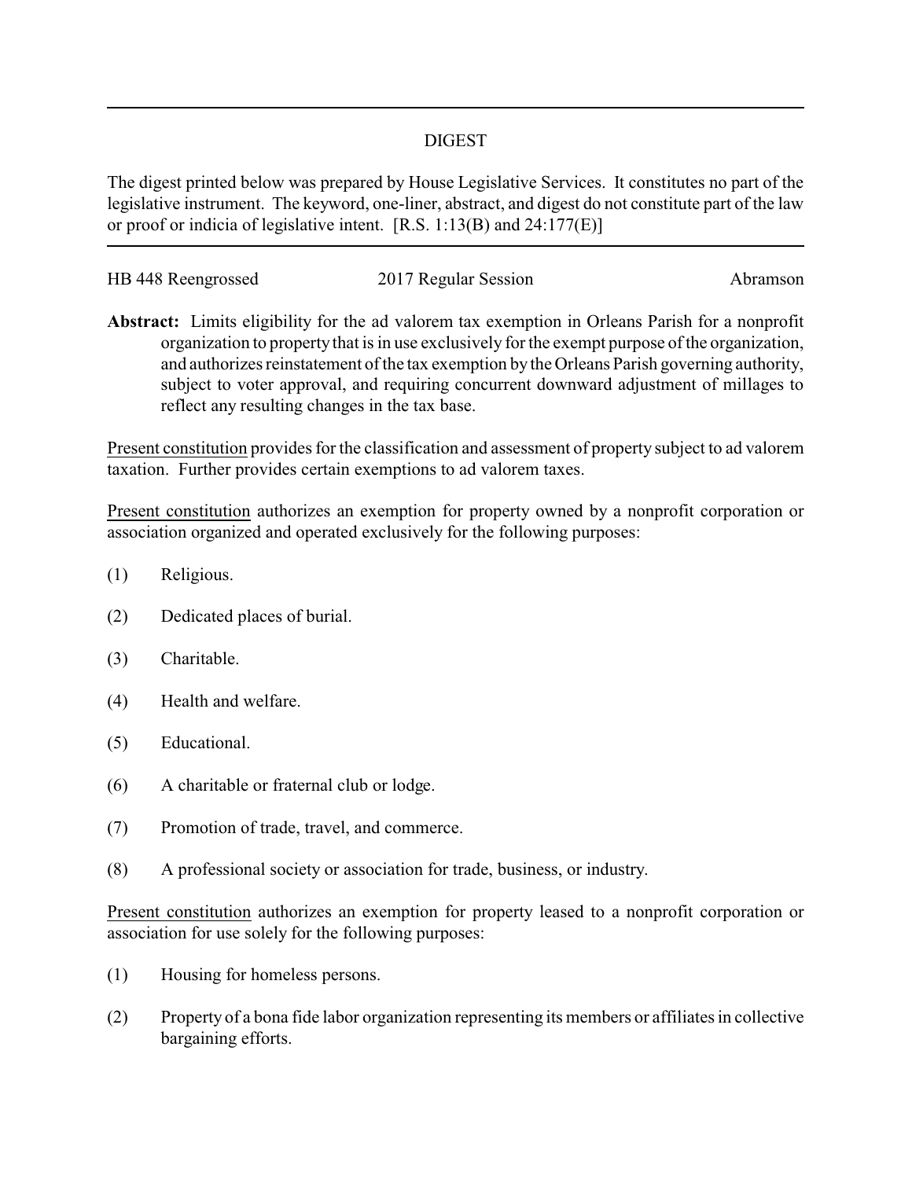# DIGEST

The digest printed below was prepared by House Legislative Services. It constitutes no part of the legislative instrument. The keyword, one-liner, abstract, and digest do not constitute part of the law or proof or indicia of legislative intent. [R.S. 1:13(B) and 24:177(E)]

HB 448 Reengrossed | 2017 Regular Session | Abramson

**Abstract:** Limits eligibility for the ad valorem tax exemption in Orleans Parish for a nonprofit organization to property that is in use exclusively for the exempt purpose of the organization, and authorizes reinstatement of the tax exemption by the Orleans Parish governing authority, subject to voter approval, and requiring concurrent downward adjustment of millages to reflect any resulting changes in the tax base.

Present constitution provides for the classification and assessment of property subject to ad valorem taxation. Further provides certain exemptions to ad valorem taxes.

Present constitution authorizes an exemption for property owned by a nonprofit corporation or association organized and operated exclusively for the following purposes:

(1) Religious.

(2) Dedicated places of burial.

(3) Charitable.

(4) Health and welfare.

(5) Educational.

(6) A charitable or fraternal club or lodge.

(7) Promotion of trade, travel, and commerce.

(8) A professional society or association for trade, business, or industry.

Present constitution authorizes an exemption for property leased to a nonprofit corporation or association for use solely for the following purposes:

(1) Housing for homeless persons.

(2) Property of a bona fide labor organization representing its members or affiliates in collective bargaining efforts.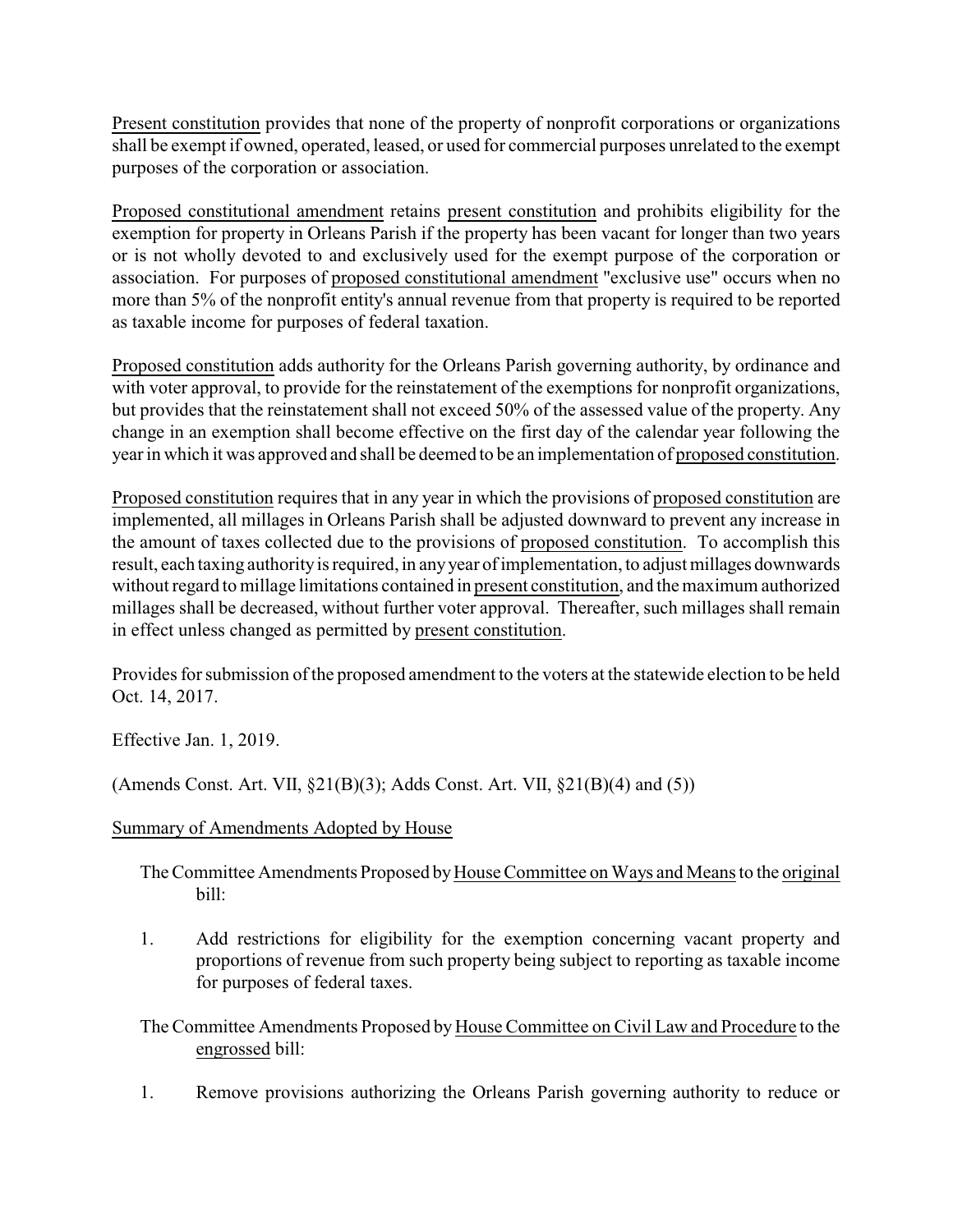Present constitution provides that none of the property of nonprofit corporations or organizations shall be exempt if owned, operated, leased, or used for commercial purposes unrelated to the exempt purposes of the corporation or association.

Proposed constitutional amendment retains present constitution and prohibits eligibility for the exemption for property in Orleans Parish if the property has been vacant for longer than two years or is not wholly devoted to and exclusively used for the exempt purpose of the corporation or association. For purposes of proposed constitutional amendment "exclusive use" occurs when no more than 5% of the nonprofit entity's annual revenue from that property is required to be reported as taxable income for purposes of federal taxation.

Proposed constitution adds authority for the Orleans Parish governing authority, by ordinance and with voter approval, to provide for the reinstatement of the exemptions for nonprofit organizations, but provides that the reinstatement shall not exceed 50% of the assessed value of the property. Any change in an exemption shall become effective on the first day of the calendar year following the year in which it was approved and shall be deemed to be an implementation of proposed constitution.

Proposed constitution requires that in any year in which the provisions of proposed constitution are implemented, all millages in Orleans Parish shall be adjusted downward to prevent any increase in the amount of taxes collected due to the provisions of proposed constitution. To accomplish this result, each taxing authority is required, in any year of implementation, to adjust millages downwards without regard to millage limitations contained in present constitution, and the maximum authorized millages shall be decreased, without further voter approval. Thereafter, such millages shall remain in effect unless changed as permitted by present constitution.

Provides for submission of the proposed amendment to the voters at the statewide election to be held Oct. 14, 2017.

Effective Jan. 1, 2019.

(Amends Const. Art. VII, §21(B)(3); Adds Const. Art. VII, §21(B)(4) and (5))

Summary of Amendments Adopted by House

The Committee Amendments Proposed by House Committee on Ways and Means to the original bill:

1. Add restrictions for eligibility for the exemption concerning vacant property and proportions of revenue from such property being subject to reporting as taxable income for purposes of federal taxes.

The Committee Amendments Proposed by House Committee on Civil Law and Procedure to the engrossed bill:

1. Remove provisions authorizing the Orleans Parish governing authority to reduce or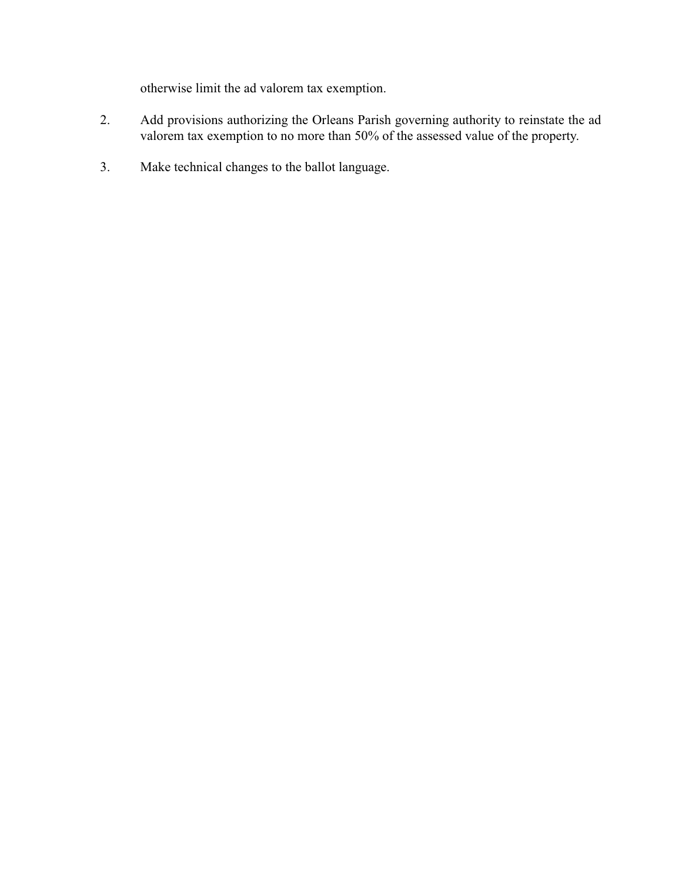otherwise limit the ad valorem tax exemption.

2. Add provisions authorizing the Orleans Parish governing authority to reinstate the ad valorem tax exemption to no more than 50% of the assessed value of the property.

3. Make technical changes to the ballot language.